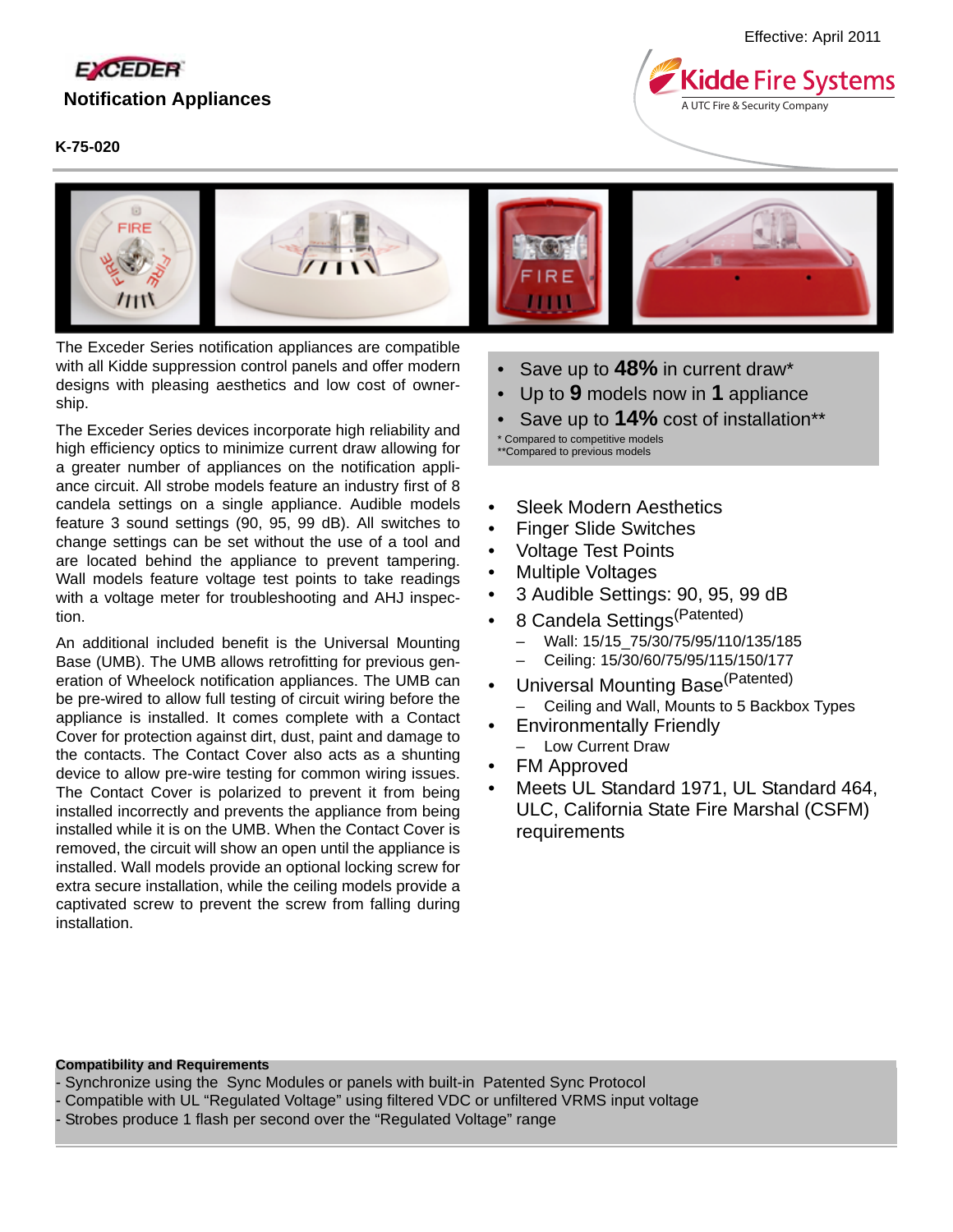Effective: April 2011

EXCEDER

# Notification Appliances

Kidde Fire Systems
A UTC Fire & Security Company

**K-75-020**

The Exceder Series notification appliances are compatible with all Kidde suppression control panels and offer modern designs with pleasing aesthetics and low cost of ownership.

The Exceder Series devices incorporate high reliability and high efficiency optics to minimize current draw allowing for a greater number of appliances on the notification appliance circuit. All strobe models feature an industry first of 8 candela settings on a single appliance. Audible models feature 3 sound settings (90, 95, 99 dB). All switches to change settings can be set without the use of a tool and are located behind the appliance to prevent tampering. Wall models feature voltage test points to take readings with a voltage meter for troubleshooting and AHJ inspection.

An additional included benefit is the Universal Mounting Base (UMB). The UMB allows retrofitting for previous generation of Wheelock notification appliances. The UMB can be pre-wired to allow full testing of circuit wiring before the appliance is installed. It comes with a Contact Cover for protection against dirt, dust, paint and damage to the contacts. The Contact Cover also acts as a shunting device to allow pre-wire testing for common wiring issues. The Contact Cover is polarized to prevent it from being installed incorrectly and prevents the appliance from being installed while it is on the UMB. When the Contact Cover is removed, the circuit will show an open until the appliance is installed. Wall models provide an optional locking screw for extra secure installation, while the ceiling models provide a captivated screw to prevent the screw from falling during installation.

- Save up to **48%** in current draw*
- Up to **9** models now in **1** appliance
- Save up to **14%** cost of installation**

\* Compared to competitive models
\*\*Compared to previous models

- Sleek Modern Aesthetics
- Finger Slide Switches
- Voltage Test Points
- Multiple Voltages
- 3 Audible Settings: 90, 95, 99 dB
- 8 Candela Settings(Patented)
  - Wall: 15/15_75/30/75/95/110/135/185
  - Ceiling: 15/30/60/75/95/115/150/177
- Universal Mounting Base(Patented)
  - Ceiling and Wall, Mounts to 5 Backbox Types
- Environmentally Friendly
  - Low Current Draw
- FM Approved
- Meets UL Standard 1971, UL Standard 464, ULC, California State Fire Marshal (CSFM) requirements

**Compatibility and Requirements**

- Synchronize using the Sync Modules or panels with built-in Patented Sync Protocol
- Compatible with UL "Regulated Voltage" using filtered VDC or unfiltered VRMS input voltage
- Strobes produce 1 flash per second over the "Regulated Voltage" range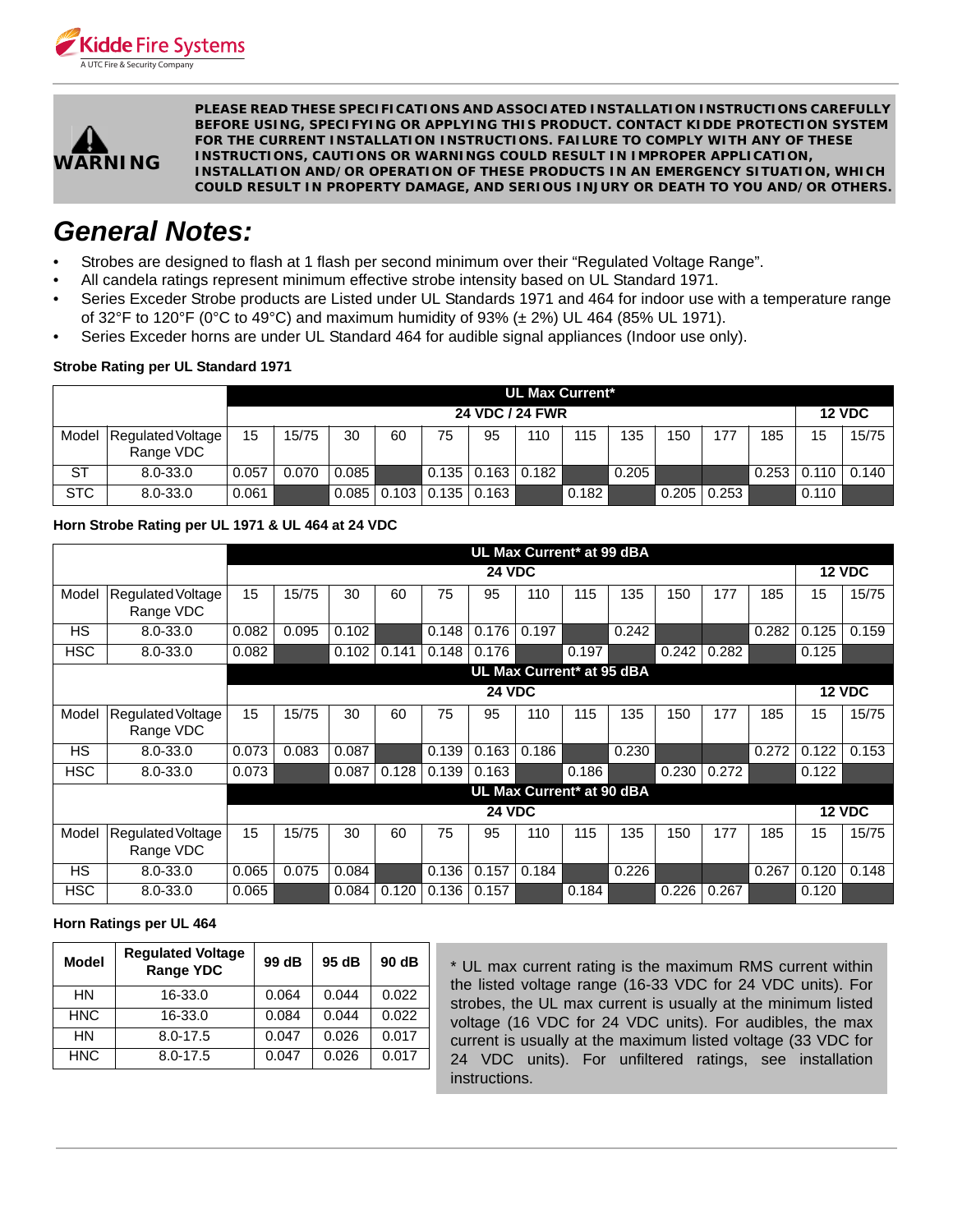**WARNING**

**PLEASE READ THESE SPECIFICATIONS AND ASSOCIATED INSTALLATION INSTRUCTIONS CAREFULLY BEFORE USING, SPECIFYING OR APPLYING THIS PRODUCT. CONTACT KIDDE PROTECTION SYSTEM FOR THE CURRENT INSTALLATION INSTRUCTIONS. FAILURE TO COMPLY WITH ANY OF THESE INSTRUCTIONS, CAUTIONS OR WARNINGS COULD RESULT IN IMPROPER APPLICATION, INSTALLATION AND/OR OPERATION OF THESE PRODUCTS IN AN EMERGENCY SITUATION, WHICH COULD RESULT IN PROPERTY DAMAGE, AND SERIOUS INJURY OR DEATH TO YOU AND/OR OTHERS.**

# *General Notes:*

- Strobes are designed to flash at 1 flash per second minimum over their "Regulated Voltage Range".
- All candela ratings represent minimum effective strobe intensity based on UL Standard 1971.
- Series Exceder Strobe products are Listed under UL Standards 1971 and 464 for indoor use with a temperature range of 32°F to 120°F (0°C to 49°C) and maximum humidity of 93% (± 2%) UL 464 (85% UL 1971).
- Series Exceder horns are under UL Standard 464 for audible signal appliances (Indoor use only).

**Strobe Rating per UL Standard 1971**

| | | UL Max Current* | | | | | | | | | | | | | |
|---|---|---|---|---|---|---|---|---|---|---|---|---|---|---|---|
| | | 24 VDC / 24 FWR | | | | | | | | | | | | 12 VDC | |
| Model | Regulated Voltage Range VDC | 15 | 15/75 | 30 | 60 | 75 | 95 | 110 | 115 | 135 | 150 | 177 | 185 | 15 | 15/75 |
| ST | 8.0-33.0 | 0.057 | 0.070 | 0.085 | | 0.135 | 0.163 | 0.182 | | 0.205 | | | 0.253 | 0.110 | 0.140 |
| STC | 8.0-33.0 | 0.061 | | 0.085 | 0.103 | 0.135 | 0.163 | | 0.182 | | 0.205 | 0.253 | | 0.110 | |

**Horn Strobe Rating per UL 1971 & UL 464 at 24 VDC**

| | | UL Max Current* at 99 dBA | | | | | | | | | | | | | |
|---|---|---|---|---|---|---|---|---|---|---|---|---|---|---|---|
| | | 24 VDC | | | | | | | | | | | | 12 VDC | |
| Model | Regulated Voltage Range VDC | 15 | 15/75 | 30 | 60 | 75 | 95 | 110 | 115 | 135 | 150 | 177 | 185 | 15 | 15/75 |
| HS | 8.0-33.0 | 0.082 | 0.095 | 0.102 | | 0.148 | 0.176 | 0.197 | | 0.242 | | | 0.282 | 0.125 | 0.159 |
| HSC | 8.0-33.0 | 0.082 | | 0.102 | 0.141 | 0.148 | 0.176 | | 0.197 | | 0.242 | 0.282 | | 0.125 | |
| | | UL Max Current* at 95 dBA | | | | | | | | | | | | | |
| | | 24 VDC | | | | | | | | | | | | 12 VDC | |
| Model | Regulated Voltage Range VDC | 15 | 15/75 | 30 | 60 | 75 | 95 | 110 | 115 | 135 | 150 | 177 | 185 | 15 | 15/75 |
| HS | 8.0-33.0 | 0.073 | 0.083 | 0.087 | | 0.139 | 0.163 | 0.186 | | 0.230 | | | 0.272 | 0.122 | 0.153 |
| HSC | 8.0-33.0 | 0.073 | | 0.087 | 0.128 | 0.139 | 0.163 | | 0.186 | | 0.230 | 0.272 | | 0.122 | |
| | | UL Max Current* at 90 dBA | | | | | | | | | | | | | |
| | | 24 VDC | | | | | | | | | | | | 12 VDC | |
| Model | Regulated Voltage Range VDC | 15 | 15/75 | 30 | 60 | 75 | 95 | 110 | 115 | 135 | 150 | 177 | 185 | 15 | 15/75 |
| HS | 8.0-33.0 | 0.065 | 0.075 | 0.084 | | 0.136 | 0.157 | 0.184 | | 0.226 | | | 0.267 | 0.120 | 0.148 |
| HSC | 8.0-33.0 | 0.065 | | 0.084 | 0.120 | 0.136 | 0.157 | | 0.184 | | 0.226 | 0.267 | | 0.120 | |

**Horn Ratings per UL 464**

| Model | Regulated Voltage Range YDC | 99 dB | 95 dB | 90 dB |
|---|---|---|---|---|
| HN | 16-33.0 | 0.064 | 0.044 | 0.022 |
| HNC | 16-33.0 | 0.084 | 0.044 | 0.022 |
| HN | 8.0-17.5 | 0.047 | 0.026 | 0.017 |
| HNC | 8.0-17.5 | 0.047 | 0.026 | 0.017 |

* UL max current rating is the maximum RMS current within the listed voltage range (16-33 VDC for 24 VDC units). For strobes, the UL max current is usually at the minimum listed voltage (16 VDC for 24 VDC units). For audibles, the max current is usually at the maximum listed voltage (33 VDC for 24 VDC units). For unfiltered ratings, see installation instructions.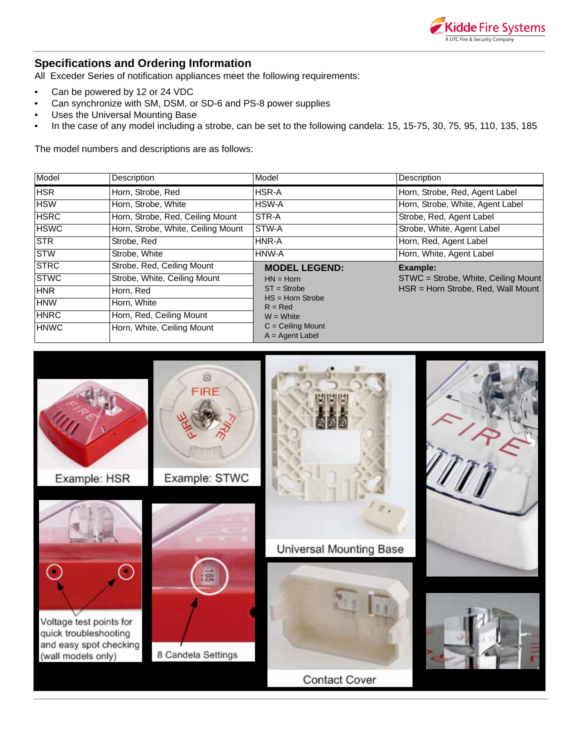## Specifications and Ordering Information

All Exceder Series of notification appliances meet the following requirements:

- Can be powered by 12 or 24 VDC
- Can synchronize with SM, DSM, or SD-6 and PS-8 power supplies
- Uses the Universal Mounting Base
- In the case of any model including a strobe, can be set to the following candela: 15, 15-75, 30, 75, 95, 110, 135, 185

The model numbers and descriptions are as follows:

| Model | Description | Model | Description |
|---|---|---|---|
| HSR | Horn, Strobe, Red | HSR-A | Horn, Strobe, Red, Agent Label |
| HSW | Horn, Strobe, White | HSW-A | Horn, Strobe, White, Agent Label |
| HSRC | Horn, Strobe, Red, Ceiling Mount | STR-A | Strobe, Red, Agent Label |
| HSWC | Horn, Strobe, White, Ceiling Mount | STW-A | Strobe, White, Agent Label |
| STR | Strobe, Red | HNR-A | Horn, Red, Agent Label |
| STW | Strobe, White | HNW-A | Horn, White, Agent Label |
| STRC | Strobe, Red, Ceiling Mount | **MODEL LEGEND:** | **Example:** |
| STWC | Strobe, White, Ceiling Mount | HN = Horn | STWC = Strobe, White, Ceiling Mount |
| HNR | Horn, Red | ST = Strobe | HSR = Horn Strobe, Red, Wall Mount |
| HNW | Horn, White | HS = Horn Strobe<br>R = Red | |
| HNRC | Horn, Red, Ceiling Mount | W = White | |
| HNWC | Horn, White, Ceiling Mount | C = Ceiling Mount<br>A = Agent Label | |

Example: HSR

Example: STWC

Universal Mounting Base

Voltage test points for quick troubleshooting and easy spot checking (wall models only)

8 Candela Settings

Contact Cover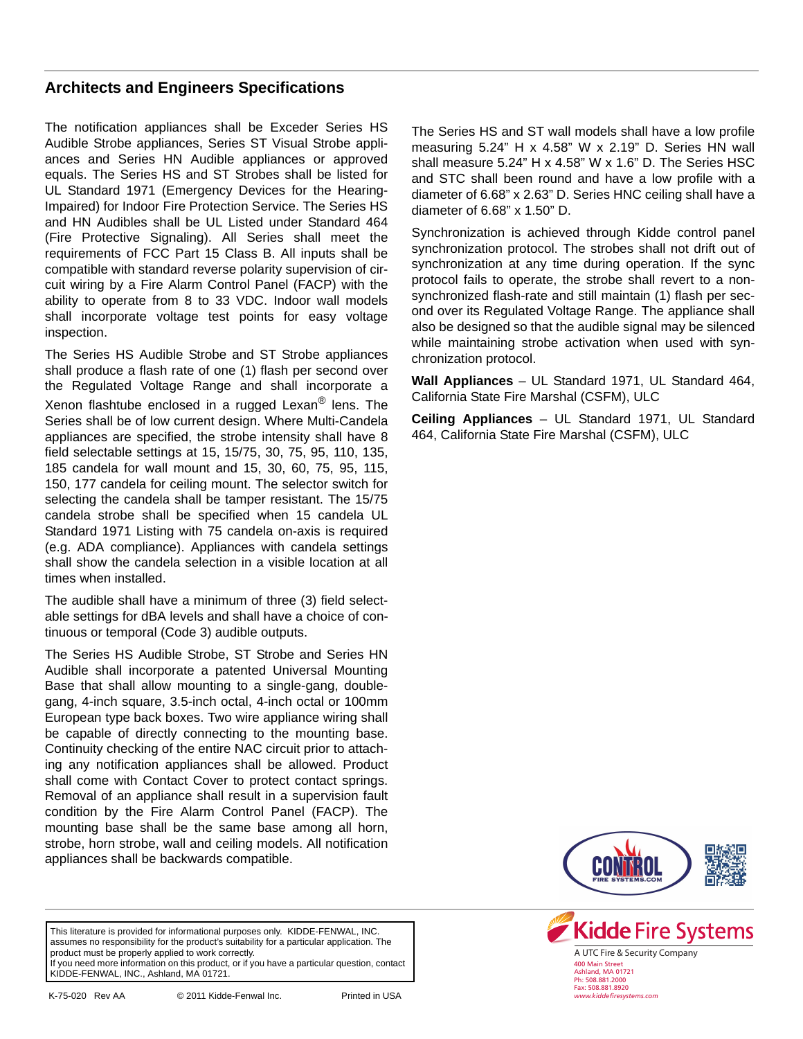## Architects and Engineers Specifications

The notification appliances shall be Exceder Series HS Audible Strobe appliances, Series ST Visual Strobe appliances and Series HN Audible appliances or approved equals. The Series HS and ST Strobes shall be listed for UL Standard 1971 (Emergency Devices for the Hearing-Impaired) for Indoor Fire Protection Service. The Series HS and HN Audibles shall be UL Listed under Standard 464 (Fire Protective Signaling). All Series shall meet the requirements of FCC Part 15 Class B. All inputs shall be compatible with standard reverse polarity supervision of circuit wiring by a Fire Alarm Control Panel (FACP) with the ability to operate from 8 to 33 VDC. Indoor wall models shall incorporate voltage test points for easy voltage inspection.

The Series HS Audible Strobe and ST Strobe appliances shall produce a flash rate of one (1) flash per second over the Regulated Voltage Range and shall incorporate a Xenon flashtube enclosed in a rugged Lexan® lens. The Series shall be of low current design. Where Multi-Candela appliances are specified, the strobe intensity shall have 8 field selectable settings at 15, 15/75, 30, 75, 95, 110, 135, 185 candela for wall mount and 15, 30, 60, 75, 95, 115, 150, 177 candela for ceiling mount. The selector switch for selecting the candela shall be tamper resistant. The 15/75 candela strobe shall be specified when 15 candela UL Standard 1971 Listing with 75 candela on-axis is required (e.g. ADA compliance). Appliances with candela settings shall show the candela selection in a visible location at all times when installed.

The audible shall have a minimum of three (3) field selectable settings for dBA levels and shall have a choice of continuous or temporal (Code 3) audible outputs.

The Series HS Audible Strobe, ST Strobe and Series HN Audible shall incorporate a patented Universal Mounting Base that shall allow mounting to a single-gang, double-gang, 4-inch square, 3.5-inch octal, 4-inch octal or 100mm European type back boxes. Two wire appliance wiring shall be capable of directly connecting to the mounting base. Continuity checking of the entire NAC circuit prior to attaching any notification appliances shall be allowed. Product shall come with Contact Cover to protect contact springs. Removal of an appliance shall result in a supervision fault condition by the Fire Alarm Control Panel (FACP). The mounting base shall be the same base among all horn, strobe, horn strobe, wall and ceiling models. All notification appliances shall be backwards compatible.

The Series HS and ST wall models shall have a low profile measuring 5.24" H x 4.58" W x 2.19" D. Series HN wall shall measure 5.24" H x 4.58" W x 1.6" D. The Series HSC and STC shall been round and have a low profile with a diameter of 6.68" x 2.63" D. Series HNC ceiling shall have a diameter of 6.68" x 1.50" D.

Synchronization is achieved through Kidde control panel synchronization protocol. The strobes shall not drift out of synchronization at any time during operation. If the sync protocol fails to operate, the strobe shall revert to a non-synchronized flash-rate and still maintain (1) flash per second over its Regulated Voltage Range. The appliance shall also be designed so that the audible signal may be silenced while maintaining strobe activation when used with synchronization protocol.

**Wall Appliances** – UL Standard 1971, UL Standard 464, California State Fire Marshal (CSFM), ULC

**Ceiling Appliances** – UL Standard 1971, UL Standard 464, California State Fire Marshal (CSFM), ULC

CONTROL FIRE SYSTEMS.COM

This literature is provided for informational purposes only. KIDDE-FENWAL, INC. assumes no responsibility for the product's suitability for a particular application. The product must be properly applied to work correctly.
If you need more information on this product, or if you have a particular question, contact KIDDE-FENWAL, INC., Ashland, MA 01721.

Kidde Fire Systems
A UTC Fire & Security Company
400 Main Street
Ashland, MA 01721
Ph: 508.881.2000
Fax: 508.881.8920
www.kiddefiresystems.com

K-75-020 Rev AA © 2011 Kidde-Fenwal Inc. Printed in USA